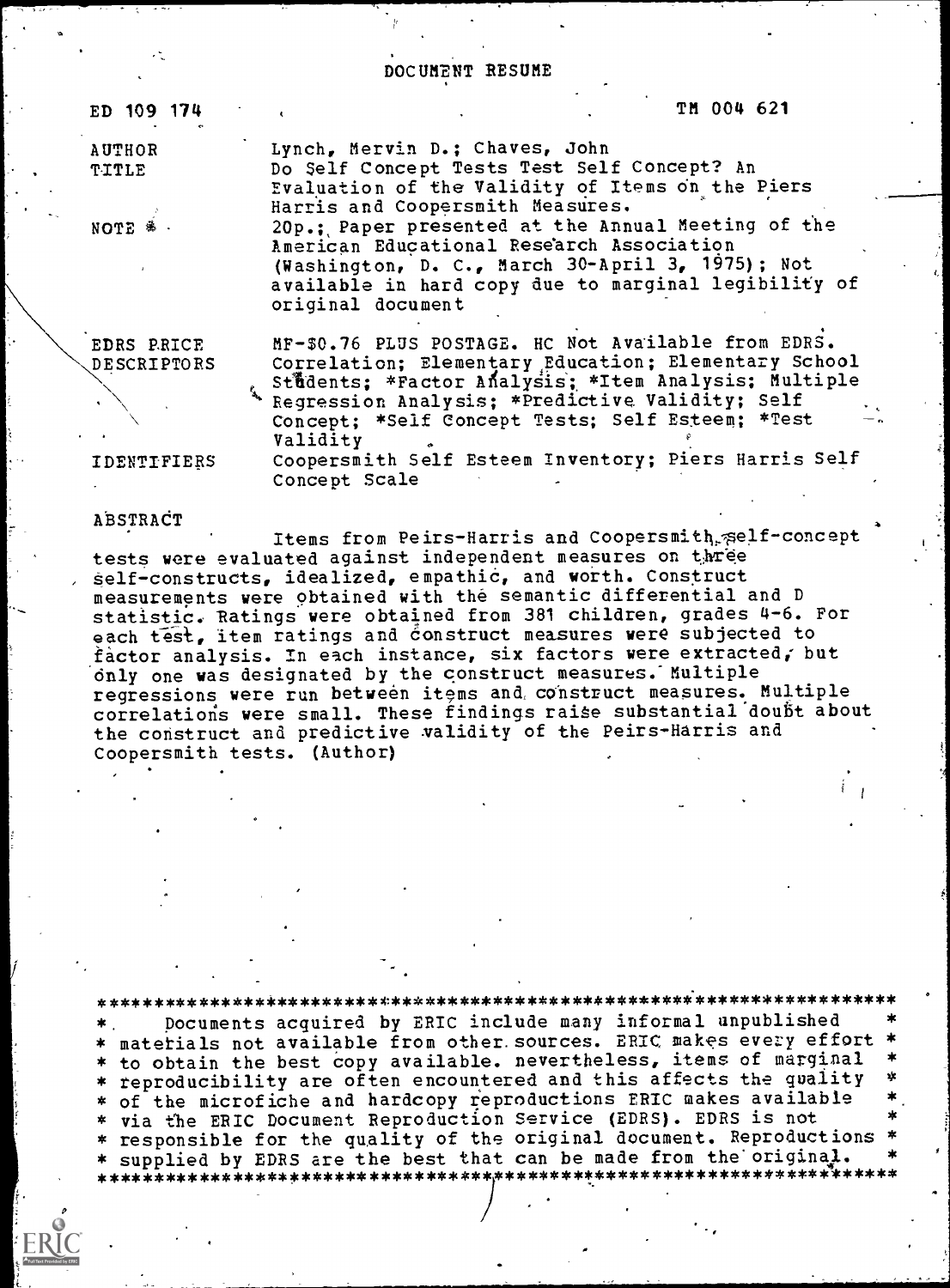# DOCUMENT RESUME

| | |
|---|---|
| ED 109 174 | TM 004 621 |
| AUTHOR | Lynch, Mervin D.; Chaves, John |
| TITLE | Do Self Concept Tests Test Self Concept? An Evaluation of the Validity of Items on the Piers Harris and Coopersmith Measures. |
| NOTE | 20p.; Paper presented at the Annual Meeting of the American Educational Research Association (Washington, D. C., March 30-April 3, 1975); Not available in hard copy due to marginal legibility of original document |
| EDRS PRICE | MF-$0.76 PLUS POSTAGE. HC Not Available from EDRS. |
| DESCRIPTORS | Correlation; Elementary Education; Elementary School Students; *Factor Analysis; *Item Analysis; Multiple Regression Analysis; *Predictive Validity; Self Concept; *Self Concept Tests; Self Esteem; *Test Validity |
| IDENTIFIERS | Coopersmith Self Esteem Inventory; Piers Harris Self Concept Scale |

## ABSTRACT

Items from Peirs-Harris and Coopersmith self-concept tests were evaluated against independent measures on three self-constructs, idealized, empathic, and worth. Construct measurements were obtained with the semantic differential and D statistic. Ratings were obtained from 381 children, grades 4-6. For each test, item ratings and construct measures were subjected to factor analysis. In each instance, six factors were extracted, but only one was designated by the construct measures. Multiple regressions were run between items and construct measures. Multiple correlations were small. These findings raise substantial doubt about the construct and predictive validity of the Peirs-Harris and Coopersmith tests. (Author)

***********************************************************************
* Documents acquired by ERIC include many informal unpublished *
* materials not available from other sources. ERIC makes every effort *
* to obtain the best copy available. nevertheless, items of marginal *
* reproducibility are often encountered and this affects the quality *
* of the microfiche and hardcopy reproductions ERIC makes available *
* via the ERIC Document Reproduction Service (EDRS). EDRS is not *
* responsible for the quality of the original document. Reproductions *
* supplied by EDRS are the best that can be made from the original. *
***********************************************************************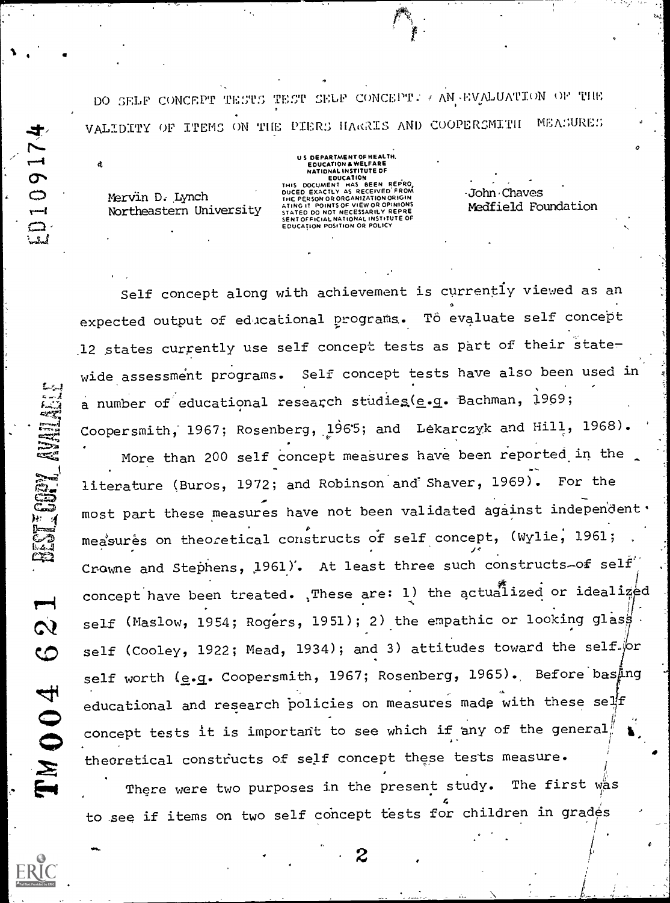# DO SELF CONCEPT TESTS TEST SELF CONCEPT? AN EVALUATION OF THE VALIDITY OF ITEMS ON THE PIERS HARRIS AND COOPERSMITH MEASURES

Mervin D. Lynch
Northeastern University

John Chaves
Medfield Foundation

Self concept along with achievement is currently viewed as an expected output of educational programs. To evaluate self concept 12 states currently use self concept tests as part of their state-wide assessment programs. Self concept tests have also been used in a number of educational research studies (e.g. Bachman, 1969; Coopersmith, 1967; Rosenberg, 1965; and Lekarczyk and Hill, 1968).

More than 200 self concept measures have been reported in the literature (Buros, 1972; and Robinson and Shaver, 1969). For the most part these measures have not been validated against independent measures on theoretical constructs of self concept, (Wylie, 1961; Crowne and Stephens, 1961). At least three such constructs of self concept have been treated. These are: 1) the actualized or idealized self (Maslow, 1954; Rogers, 1951); 2) the empathic or looking glass self (Cooley, 1922; Mead, 1934); and 3) attitudes toward the self or self worth (e.g. Coopersmith, 1967; Rosenberg, 1965). Before basing educational and research policies on measures made with these self concept tests it is important to see which if any of the general theoretical constructs of self concept these tests measure.

There were two purposes in the present study. The first was to see if items on two self concept tests for children in grades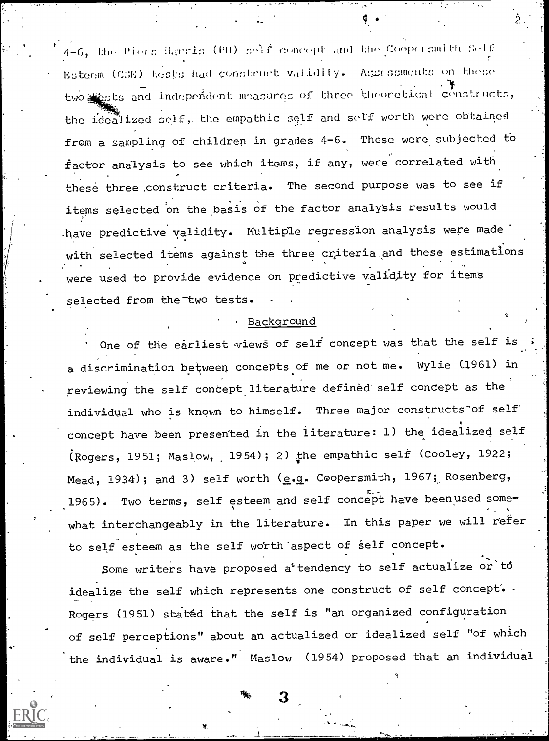4-6, the Piers Harris (PH) self concept and the Coopersmith Self Esteem (CSE) tests had construct validity. Assessments on these two tests and independent measures of three theoretical constructs, the idealized self, the empathic self and self worth were obtained from a sampling of children in grades 4-6. These were subjected to factor analysis to see which items, if any, were correlated with these three construct criteria. The second purpose was to see if items selected on the basis of the factor analysis results would have predictive validity. Multiple regression analysis were made with selected items against the three criteria and these estimations were used to provide evidence on predictive validity for items selected from the two tests.

## Background

One of the earliest views of self concept was that the self is a discrimination between concepts of me or not me. Wylie (1961) in reviewing the self concept literature defined self concept as the individual who is known to himself. Three major constructs of self concept have been presented in the literature: 1) the idealized self (Rogers, 1951; Maslow, 1954); 2) the empathic self (Cooley, 1922; Mead, 1934); and 3) self worth (e.g. Coopersmith, 1967; Rosenberg, 1965). Two terms, self esteem and self concept have been used somewhat interchangeably in the literature. In this paper we will refer to self esteem as the self worth aspect of self concept.

Some writers have proposed a tendency to self actualize or to idealize the self which represents one construct of self concept. Rogers (1951) stated that the self is "an organized configuration of self perceptions" about an actualized or idealized self "of which the individual is aware." Maslow (1954) proposed that an individual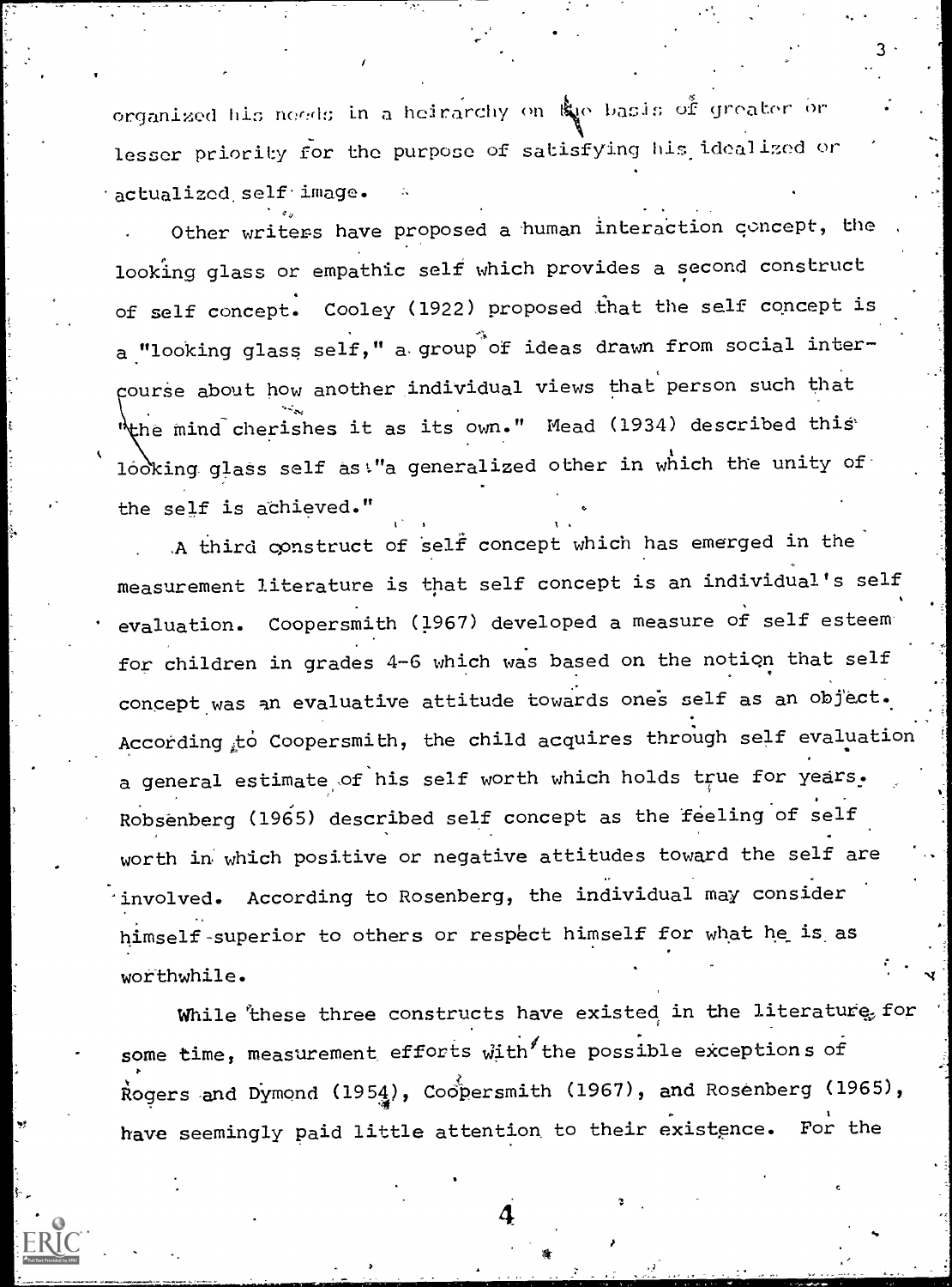organized his needs in a heirarchy on the basis of greater or lesser priority for the purpose of satisfying his idealized or actualized self image.

Other writers have proposed a human interaction concept, the looking glass or empathic self which provides a second construct of self concept. Cooley (1922) proposed that the self concept is a "looking glass self," a group of ideas drawn from social intercourse about how another individual views that person such that "the mind cherishes it as its own." Mead (1934) described this looking glass self as "a generalized other in which the unity of the self is achieved."

A third construct of self concept which has emerged in the measurement literature is that self concept is an individual's self evaluation. Coopersmith (1967) developed a measure of self esteem for children in grades 4-6 which was based on the notion that self concept was an evaluative attitude towards ones self as an object. According to Coopersmith, the child acquires through self evaluation a general estimate of his self worth which holds true for years. Robsenberg (1965) described self concept as the feeling of self worth in which positive or negative attitudes toward the self are involved. According to Rosenberg, the individual may consider himself superior to others or respect himself for what he is as worthwhile.

While these three constructs have existed in the literature for some time, measurement efforts with the possible exceptions of Rogers and Dymond (1954), Coopersmith (1967), and Rosenberg (1965), have seemingly paid little attention to their existence. For the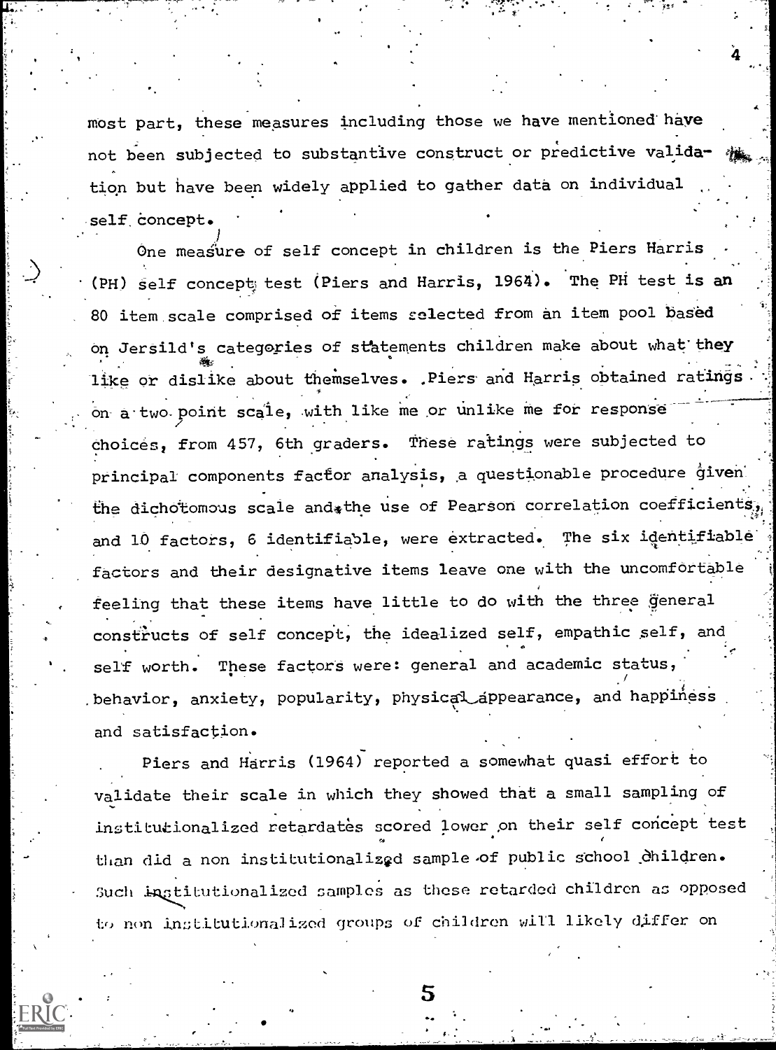most part, these measures including those we have mentioned have not been subjected to substantive construct or predictive validation but have been widely applied to gather data on individual self concept.

One measure of self concept in children is the Piers Harris (PH) self concept test (Piers and Harris, 1964). The PH test is an 80 item scale comprised of items selected from an item pool based on Jersild's categories of statements children make about what they like or dislike about themselves. Piers and Harris obtained ratings on a two point scale, with like me or unlike me for response choices, from 457, 6th graders. These ratings were subjected to principal components factor analysis, a questionable procedure given the dichotomous scale and the use of Pearson correlation coefficients, and 10 factors, 6 identifiable, were extracted. The six identifiable factors and their designative items leave one with the uncomfortable feeling that these items have little to do with the three general constructs of self concept, the idealized self, empathic self, and self worth. These factors were: general and academic status, behavior, anxiety, popularity, physical appearance, and happiness and satisfaction.

Piers and Harris (1964) reported a somewhat quasi effort to validate their scale in which they showed that a small sampling of institutionalized retardates scored lower on their self concept test than did a non institutionalized sample of public school children. Such institutionalized samples as these retarded children as opposed to non institutionalized groups of children will likely differ on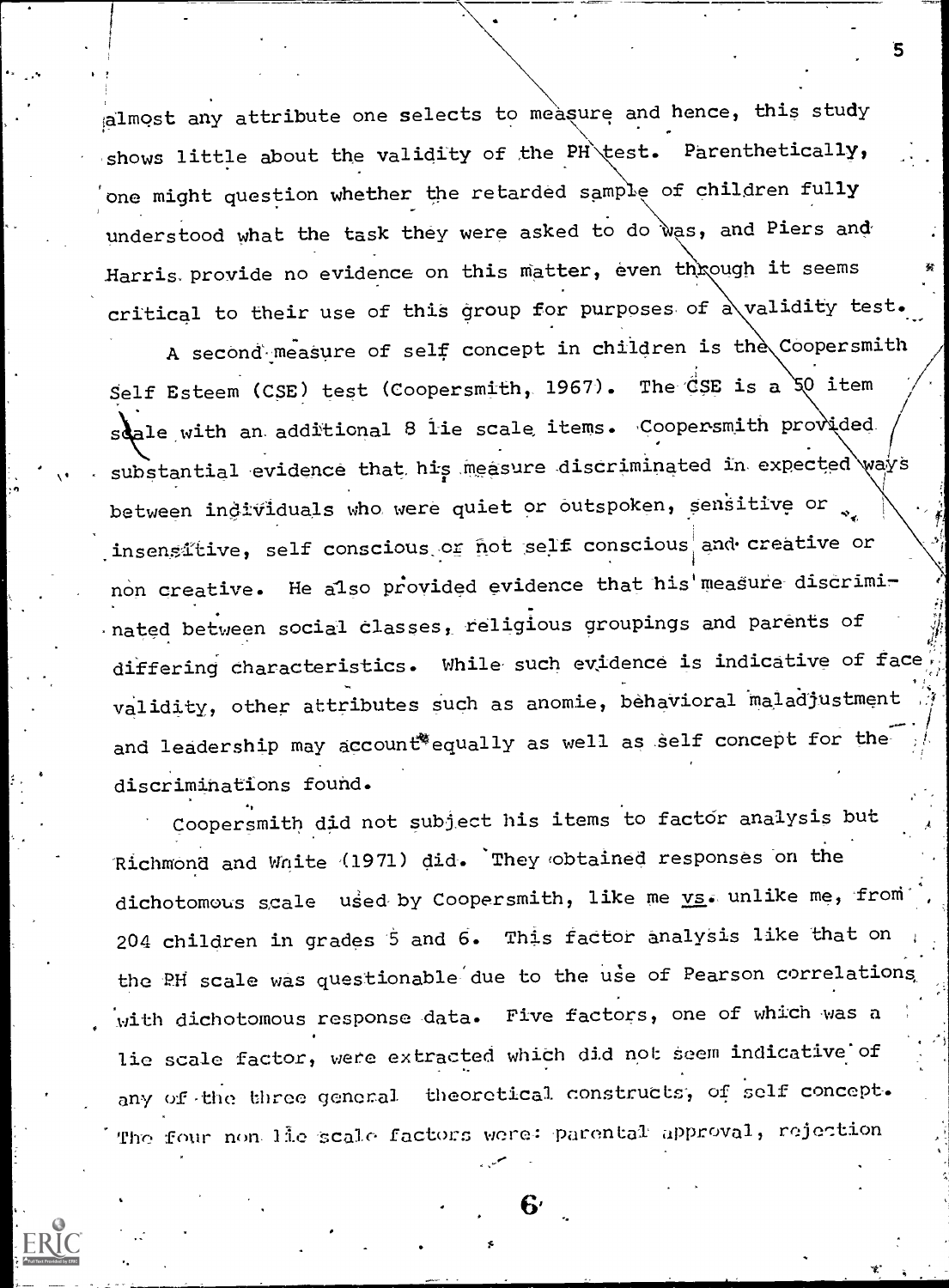almost any attribute one selects to measure and hence, this study shows little about the validity of the PH test. Parenthetically, one might question whether the retarded sample of children fully understood what the task they were asked to do was, and Piers and Harris provide no evidence on this matter, even through it seems critical to their use of this group for purposes of a validity test.

A second measure of self concept in children is the Coopersmith Self Esteem (CSE) test (Coopersmith, 1967). The CSE is a 50 item scale with an additional 8 lie scale items. Coopersmith provided substantial evidence that his measure discriminated in expected ways between individuals who were quiet or outspoken, sensitive or insensitive, self conscious or not self conscious and creative or non creative. He also provided evidence that his measure discriminated between social classes, religious groupings and parents of differing characteristics. While such evidence is indicative of face validity, other attributes such as anomie, behavioral maladjustment and leadership may account equally as well as self concept for the discriminations found.

Coopersmith did not subject his items to factor analysis but Richmond and White (1971) did. They obtained responses on the dichotomous scale used by Coopersmith, like me vs. unlike me, from 204 children in grades 5 and 6. This factor analysis like that on the PH scale was questionable due to the use of Pearson correlations with dichotomous response data. Five factors, one of which was a lie scale factor, were extracted which did not seem indicative of any of the three general theoretical constructs, of self concept. The four non lie scale factors were: parental approval, rejection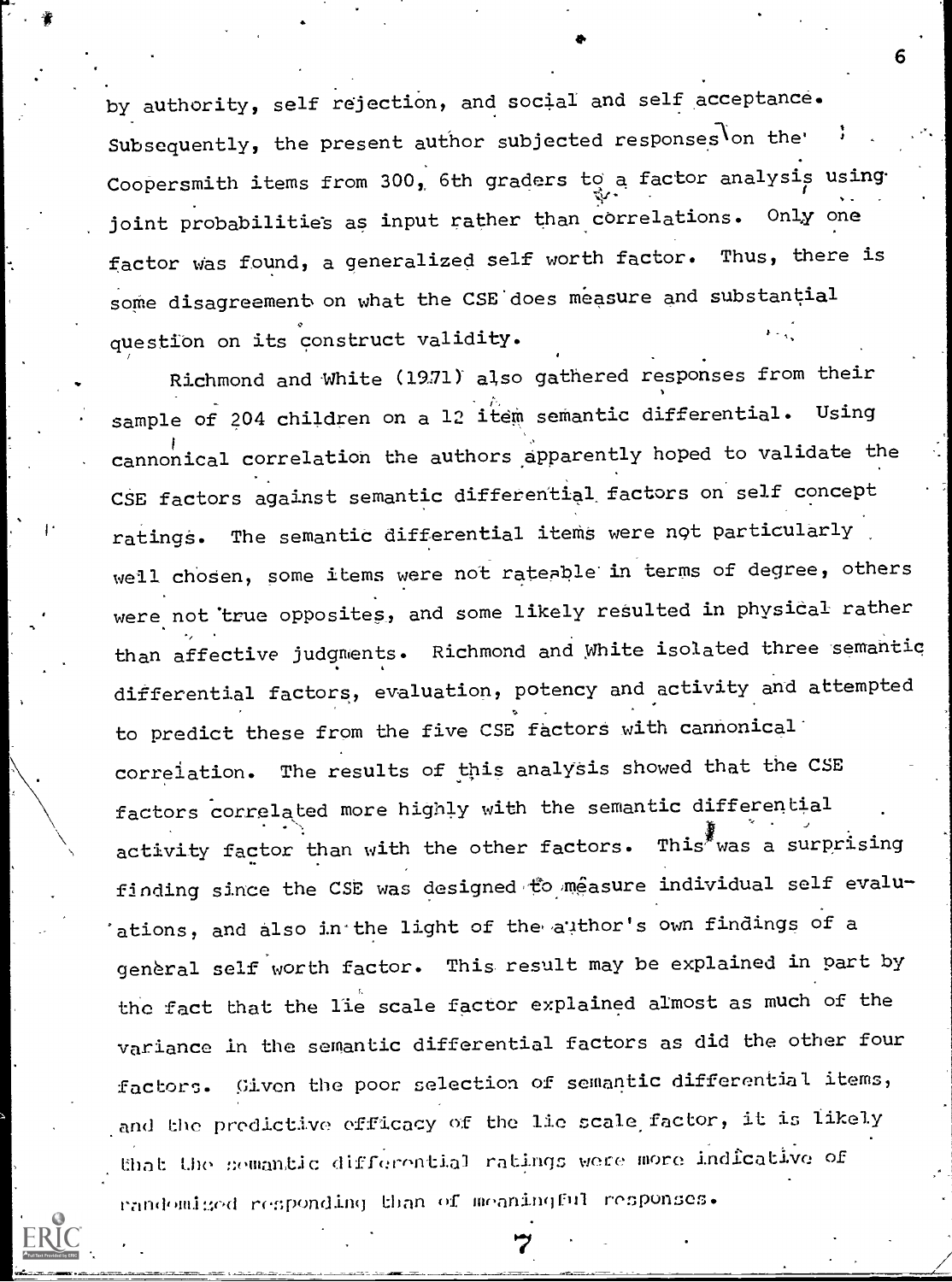by authority, self rejection, and social and self acceptance. Subsequently, the present author subjected responses on the Coopersmith items from 300, 6th graders to a factor analysis using joint probabilities as input rather than correlations. Only one factor was found, a generalized self worth factor. Thus, there is some disagreement on what the CSE does measure and substantial question on its construct validity.

Richmond and White (1971) also gathered responses from their sample of 204 children on a 12 item semantic differential. Using cannonical correlation the authors apparently hoped to validate the CSE factors against semantic differential factors on self concept ratings. The semantic differential items were not particularly well chosen, some items were not rateable in terms of degree, others were not true opposites, and some likely resulted in physical rather than affective judgments. Richmond and White isolated three semantic differential factors, evaluation, potency and activity and attempted to predict these from the five CSE factors with cannonical correlation. The results of this analysis showed that the CSE factors correlated more highly with the semantic differential activity factor than with the other factors. This was a surprising finding since the CSE was designed to measure individual self evaluations, and also in the light of the author's own findings of a general self worth factor. This result may be explained in part by the fact that the lie scale factor explained almost as much of the variance in the semantic differential factors as did the other four factors. Given the poor selection of semantic differential items, and the predictive efficacy of the lie scale factor, it is likely that the semantic differential ratings were more indicative of randomized responding than of meaningful responses.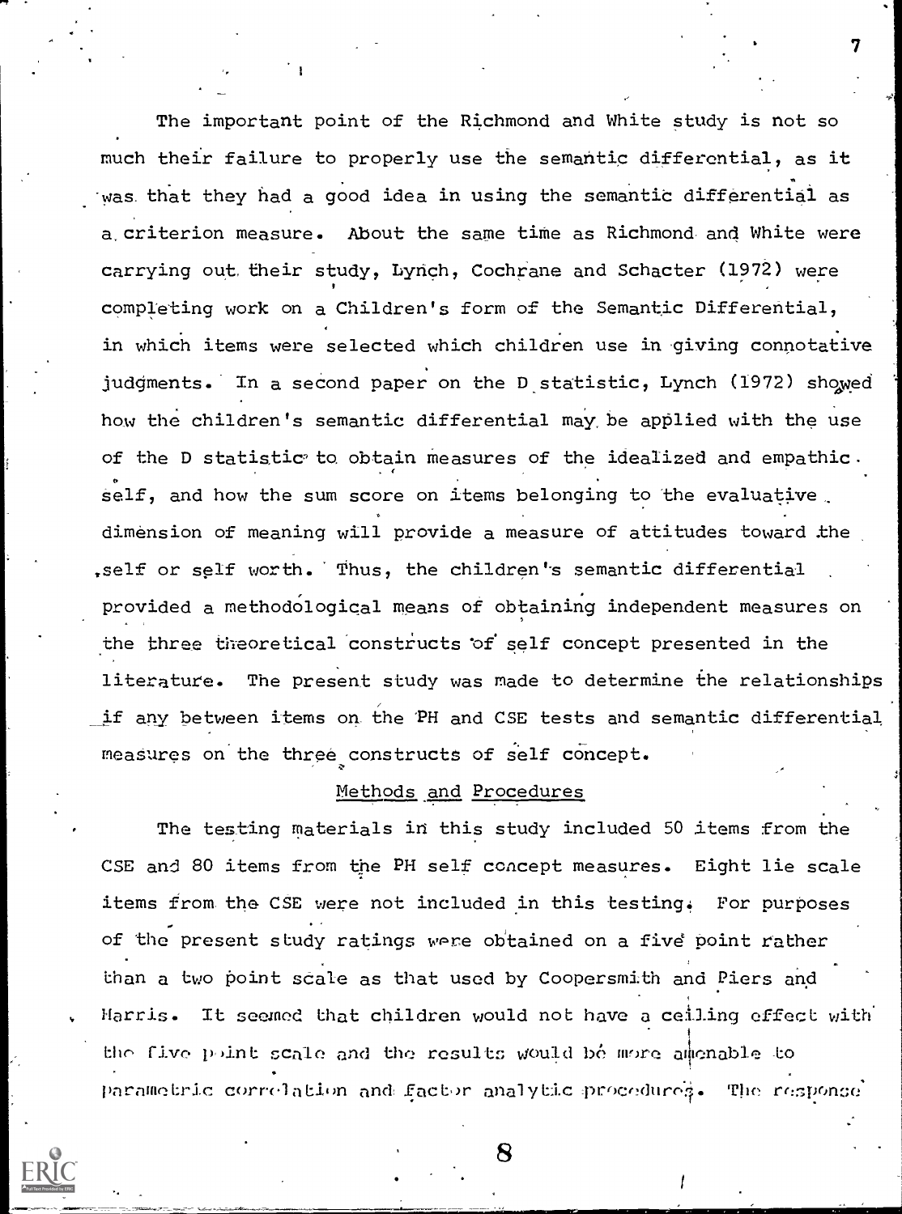The important point of the Richmond and White study is not so much their failure to properly use the semantic differential, as it was that they had a good idea in using the semantic differential as a criterion measure. About the same time as Richmond and White were carrying out their study, Lynch, Cochrane and Schacter (1972) were completing work on a Children's form of the Semantic Differential, in which items were selected which children use in giving connotative judgments. In a second paper on the D statistic, Lynch (1972) showed how the children's semantic differential may be applied with the use of the D statistic to obtain measures of the idealized and empathic self, and how the sum score on items belonging to the evaluative dimension of meaning will provide a measure of attitudes toward the self or self worth. Thus, the children's semantic differential provided a methodological means of obtaining independent measures on the three theoretical constructs of self concept presented in the literature. The present study was made to determine the relationships if any between items on the PH and CSE tests and semantic differential measures on the three constructs of self concept.

## Methods and Procedures

The testing materials in this study included 50 items from the CSE and 80 items from the PH self concept measures. Eight lie scale items from the CSE were not included in this testing. For purposes of the present study ratings were obtained on a five point rather than a two point scale as that used by Coopersmith and Piers and Harris. It seemed that children would not have a ceiling effect with the five point scale and the results would be more amenable to parametric correlation and factor analytic procedures. The response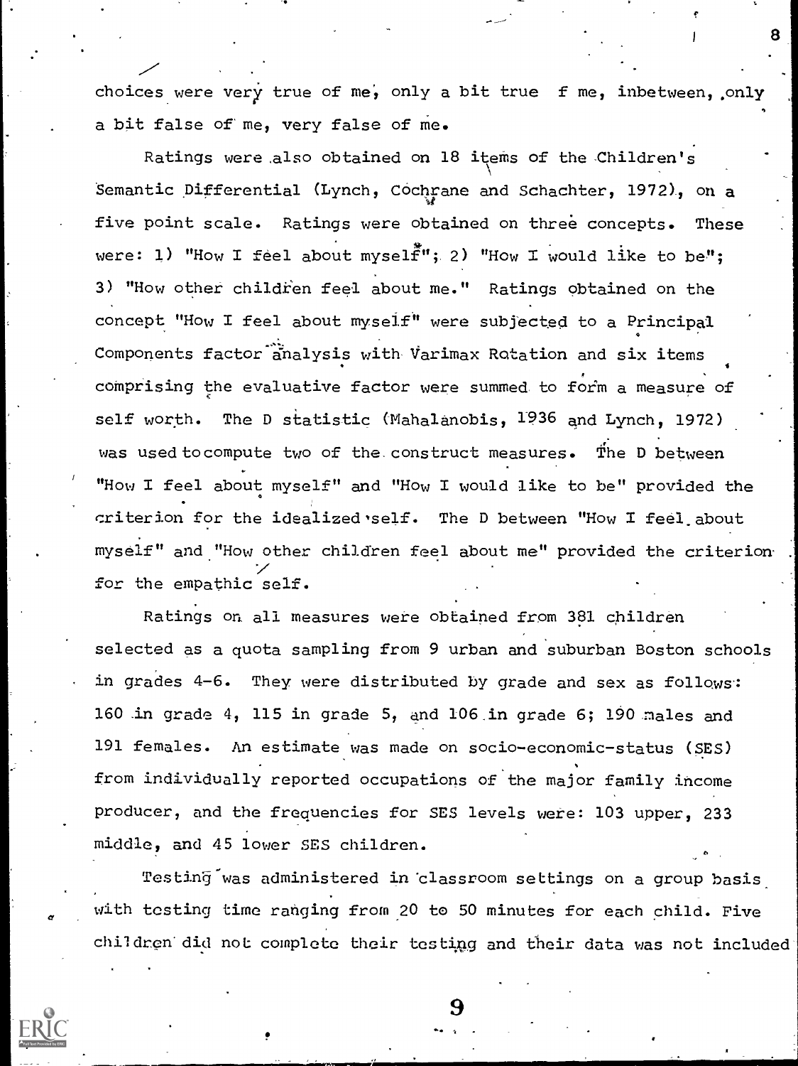choices were very true of me, only a bit true f me, inbetween, only a bit false of me, very false of me.

Ratings were also obtained on 18 items of the Children's Semantic Differential (Lynch, Cochrane and Schachter, 1972), on a five point scale. Ratings were obtained on three concepts. These were: 1) "How I feel about myself"; 2) "How I would like to be"; 3) "How other children feel about me." Ratings obtained on the concept "How I feel about myself" were subjected to a Principal Components factor analysis with Varimax Rotation and six items comprising the evaluative factor were summed to form a measure of self worth. The D statistic (Mahalanobis, 1936 and Lynch, 1972) was used to compute two of the construct measures. The D between "How I feel about myself" and "How I would like to be" provided the criterion for the idealized self. The D between "How I feel about myself" and "How other children feel about me" provided the criterion for the empathic self.

Ratings on all measures were obtained from 381 children selected as a quota sampling from 9 urban and suburban Boston schools in grades 4-6. They were distributed by grade and sex as follows: 160 in grade 4, 115 in grade 5, and 106 in grade 6; 190 males and 191 females. An estimate was made on socio-economic-status (SES) from individually reported occupations of the major family income producer, and the frequencies for SES levels were: 103 upper, 233 middle, and 45 lower SES children.

Testing was administered in classroom settings on a group basis with testing time ranging from 20 to 50 minutes for each child. Five children did not complete their testing and their data was not included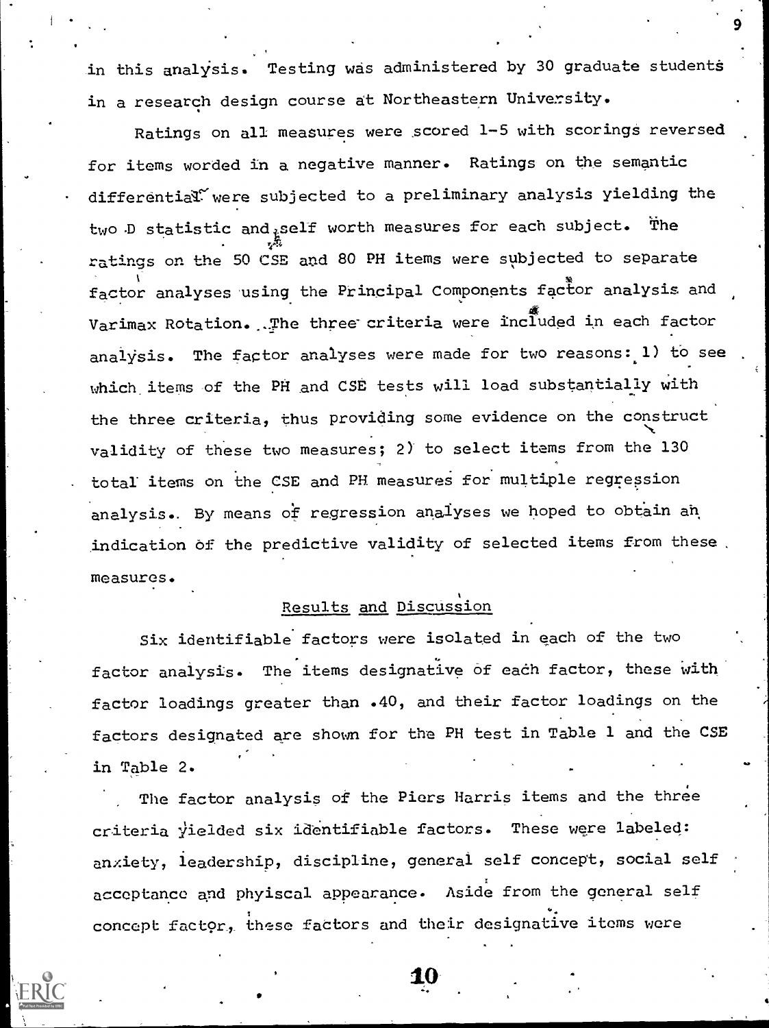in this analysis. Testing was administered by 30 graduate students in a research design course at Northeastern University.

Ratings on all measures were scored 1-5 with scorings reversed for items worded in a negative manner. Ratings on the semantic differential were subjected to a preliminary analysis yielding the two D statistic and self worth measures for each subject. The ratings on the 50 CSE and 80 PH items were subjected to separate factor analyses using the Principal Components factor analysis and Varimax Rotation. The three criteria were included in each factor analysis. The factor analyses were made for two reasons: 1) to see which items of the PH and CSE tests will load substantially with the three criteria, thus providing some evidence on the construct validity of these two measures; 2) to select items from the 130 total items on the CSE and PH measures for multiple regression analysis. By means of regression analyses we hoped to obtain an indication of the predictive validity of selected items from these measures.

## Results and Discussion

Six identifiable factors were isolated in each of the two factor analysis. The items designative of each factor, these with factor loadings greater than .40, and their factor loadings on the factors designated are shown for the PH test in Table 1 and the CSE in Table 2.

The factor analysis of the Piers Harris items and the three criteria yielded six identifiable factors. These were labeled: anxiety, leadership, discipline, general self concept, social self acceptance and phyiscal appearance. Aside from the general self concept factor, these factors and their designative items were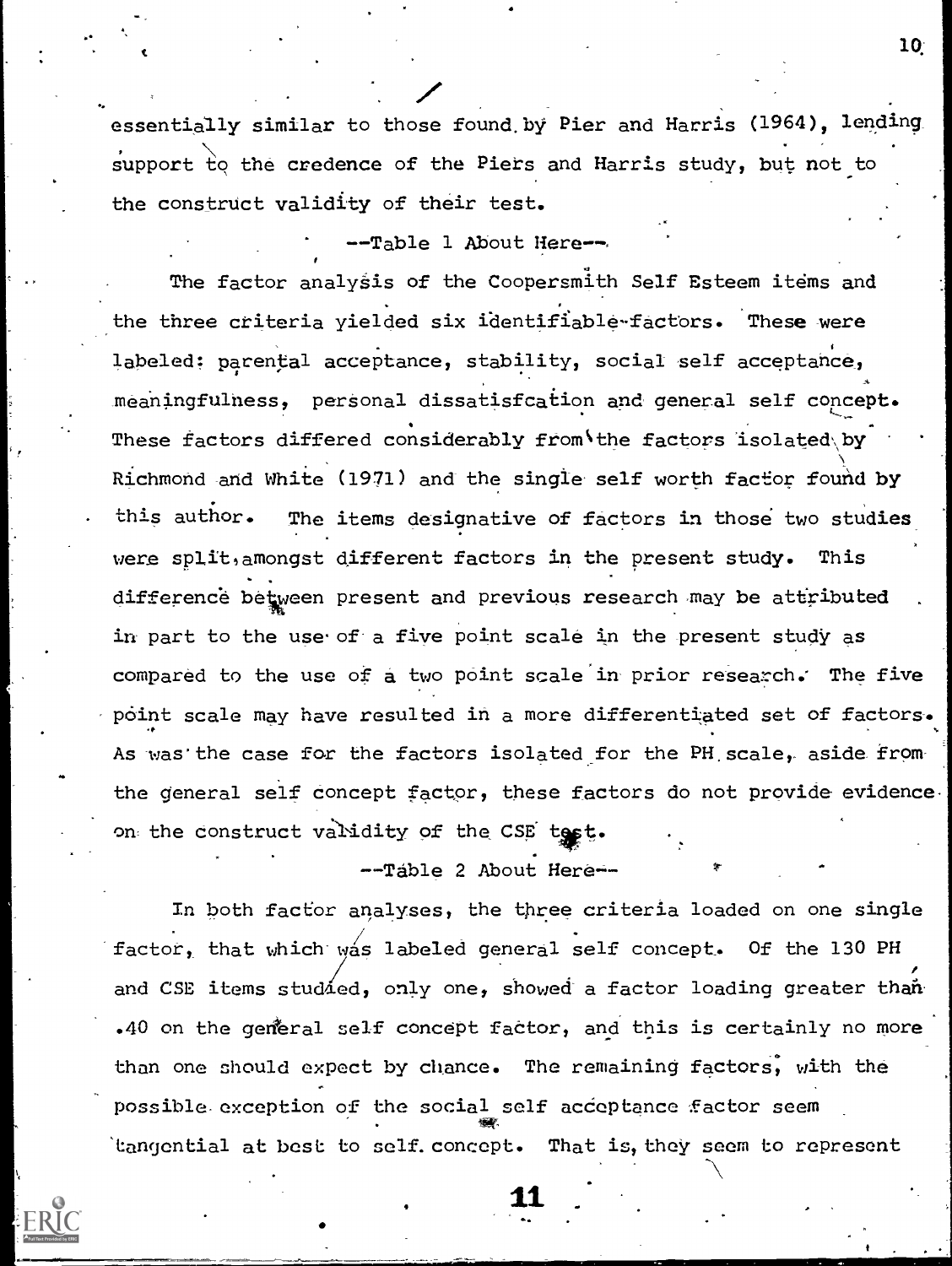essentially similar to those found by Pier and Harris (1964), lending support to the credence of the Piers and Harris study, but not to the construct validity of their test.

--Table 1 About Here--

The factor analysis of the Coopersmith Self Esteem items and the three criteria yielded six identifiable factors. These were labeled: parental acceptance, stability, social self acceptance, meaningfulness, personal dissatisfcation and general self concept. These factors differed considerably from the factors isolated by Richmond and White (1971) and the single self worth factor found by this author. The items designative of factors in those two studies were split amongst different factors in the present study. This difference between present and previous research may be attributed in part to the use of a five point scale in the present study as compared to the use of a two point scale in prior research. The five point scale may have resulted in a more differentiated set of factors. As was the case for the factors isolated for the PH scale, aside from the general self concept factor, these factors do not provide evidence on the construct validity of the CSE test.

--Table 2 About Here--

In both factor analyses, the three criteria loaded on one single factor, that which was labeled general self concept. Of the 130 PH and CSE items studied, only one, showed a factor loading greater than .40 on the general self concept factor, and this is certainly no more than one should expect by chance. The remaining factors, with the possible exception of the social self acceptance factor seem tangential at best to self concept. That is, they seem to represent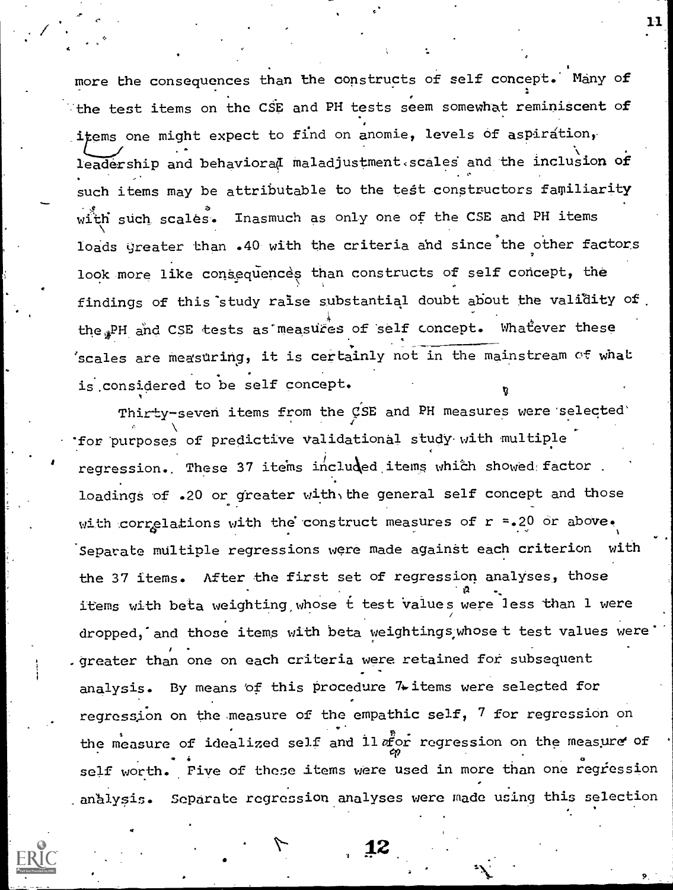more the consequences than the constructs of self concept. Many of the test items on the CSE and PH tests seem somewhat reminiscent of items one might expect to find on anomie, levels of aspiration, leadership and behavioral maladjustment scales and the inclusion of such items may be attributable to the test constructors familiarity with such scales. Inasmuch as only one of the CSE and PH items loads greater than .40 with the criteria and since the other factors look more like consequences than constructs of self concept, the findings of this study raise substantial doubt about the validity of the PH and CSE tests as measures of self concept. Whatever these scales are measuring, it is certainly not in the mainstream of what is considered to be self concept.

Thirty-seven items from the CSE and PH measures were selected for purposes of predictive validational study with multiple regression. These 37 items included items which showed factor loadings of .20 or greater with the general self concept and those with correlations with the construct measures of r =.20 or above. Separate multiple regressions were made against each criterion with the 37 items. After the first set of regression analyses, those items with beta weighting whose t test values were less than 1 were dropped, and those items with beta weightings whose t test values were greater than one on each criteria were retained for subsequent analysis. By means of this procedure 7 items were selected for regression on the measure of the empathic self, 7 for regression on the measure of idealized self and 11 for regression on the measure of self worth. Five of these items were used in more than one regression analysis. Separate regression analyses were made using this selection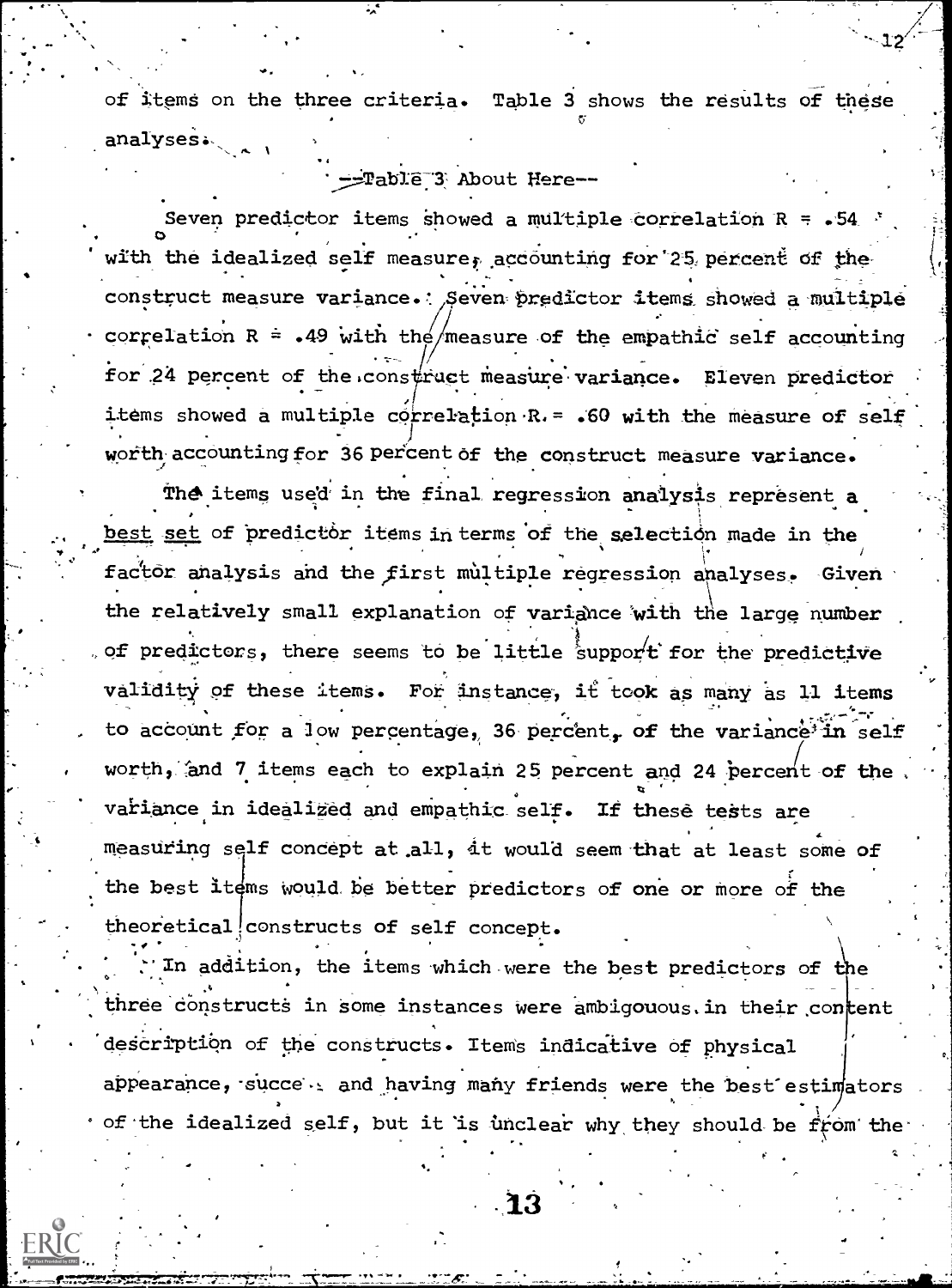of items on the three criteria. Table 3 shows the results of these analyses.

--Table 3 About Here--

Seven predictor items showed a multiple correlation R = .54 with the idealized self measure, accounting for 25 percent of the construct measure variance. Seven predictor items showed a multiple correlation R = .49 with the measure of the empathic self accounting for 24 percent of the construct measure variance. Eleven predictor items showed a multiple correlation R = .60 with the measure of self worth accounting for 36 percent of the construct measure variance.

The items used in the final regression analysis represent a best set of predictor items in terms of the selection made in the factor analysis and the first multiple regression analyses. Given the relatively small explanation of variance with the large number of predictors, there seems to be little support for the predictive validity of these items. For instance, it took as many as 11 items to account for a low percentage, 36 percent, of the variance in self worth, and 7 items each to explain 25 percent and 24 percent of the variance in idealized and empathic self. If these tests are measuring self concept at all, it would seem that at least some of the best items would be better predictors of one or more of the theoretical constructs of self concept.

In addition, the items which were the best predictors of the three constructs in some instances were ambigouous in their content description of the constructs. Items indicative of physical appearance, succe . and having many friends were the best estimators of the idealized self, but it is unclear why they should be from the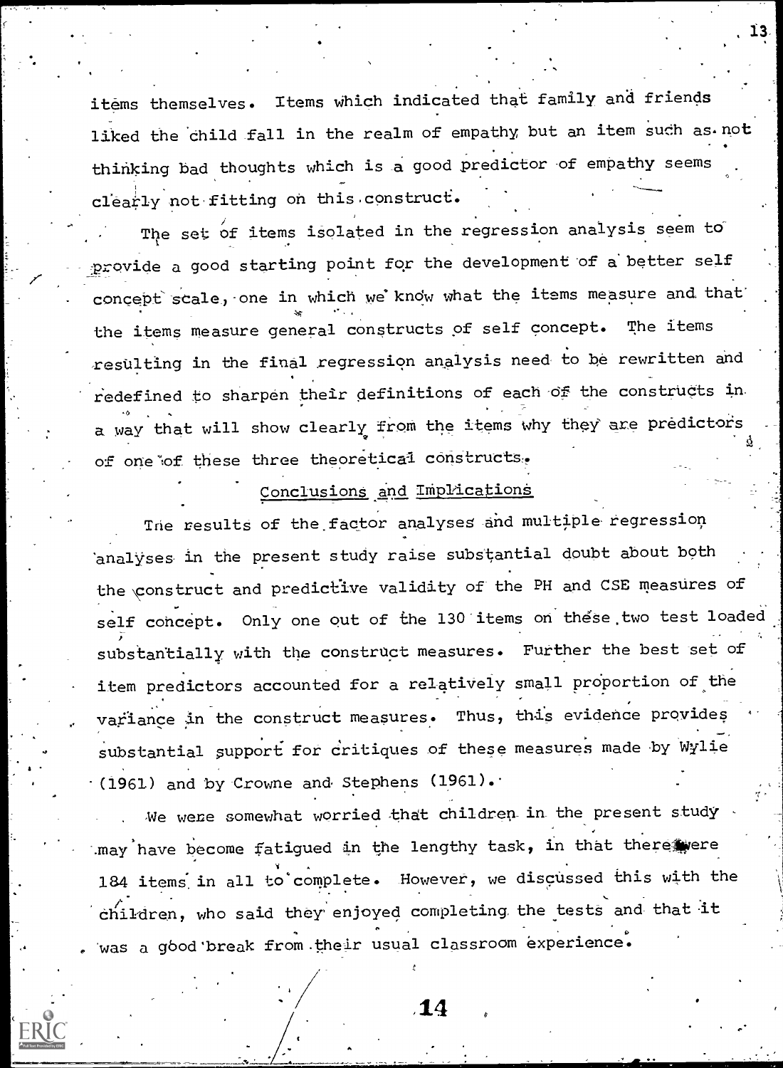items themselves. Items which indicated that family and friends liked the child fall in the realm of empathy but an item such as not thinking bad thoughts which is a good predictor of empathy seems clearly not fitting on this construct.

The set of items isolated in the regression analysis seem to provide a good starting point for the development of a better self concept scale, one in which we know what the items measure and that the items measure general constructs of self concept. The items resulting in the final regression analysis need to be rewritten and redefined to sharpen their definitions of each of the constructs in a way that will show clearly from the items why they are predictors of one of these three theoretical constructs.

## Conclusions and Implications

The results of the factor analyses and multiple regression analyses in the present study raise substantial doubt about both the construct and predictive validity of the PH and CSE measures of self concept. Only one out of the 130 items on these two test loaded substantially with the construct measures. Further the best set of item predictors accounted for a relatively small proportion of the variance in the construct measures. Thus, this evidence provides substantial support for critiques of these measures made by Wylie (1961) and by Crowne and Stephens (1961).

We were somewhat worried that children in the present study may have become fatigued in the lengthy task, in that there were 184 items in all to complete. However, we discussed this with the children, who said they enjoyed completing the tests and that it was a good break from their usual classroom experience.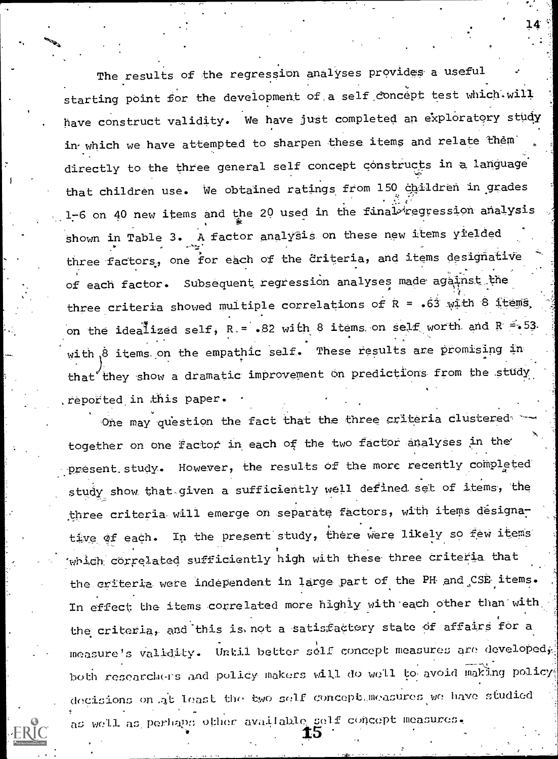The results of the regression analyses provides a useful starting point for the development of a self concept test which will have construct validity. We have just completed an exploratory study in which we have attempted to sharpen these items and relate them directly to the three general self concept constructs in a language that children use. We obtained ratings from 150 children in grades 1-6 on 40 new items and the 20 used in the final regression analysis shown in Table 3. A factor analysis on these new items yielded three factors, one for each of the criteria, and items designative of each factor. Subsequent regression analyses made against the three criteria showed multiple correlations of $R = .63$ with 8 items on the idealized self, $R = .82$ with 8 items on self worth and $R = .53$ with 8 items on the empathic self. These results are promising in that they show a dramatic improvement on predictions from the study reported in this paper.

One may question the fact that the three criteria clustered together on one factor in each of the two factor analyses in the present study. However, the results of the more recently completed study show that given a sufficiently well defined set of items, the three criteria will emerge on separate factors, with items designative of each. In the present study, there were likely so few items which correlated sufficiently high with these three criteria that the criteria were independent in large part of the PH and CSE items. In effect the items correlated more highly with each other than with the criteria, and this is not a satisfactory state of affairs for a measure's validity. Until better self concept measures are developed, both researchers and policy makers will do well to avoid making policy decisions on at least the two self concept measures we have studied as well as perhaps other available self concept measures.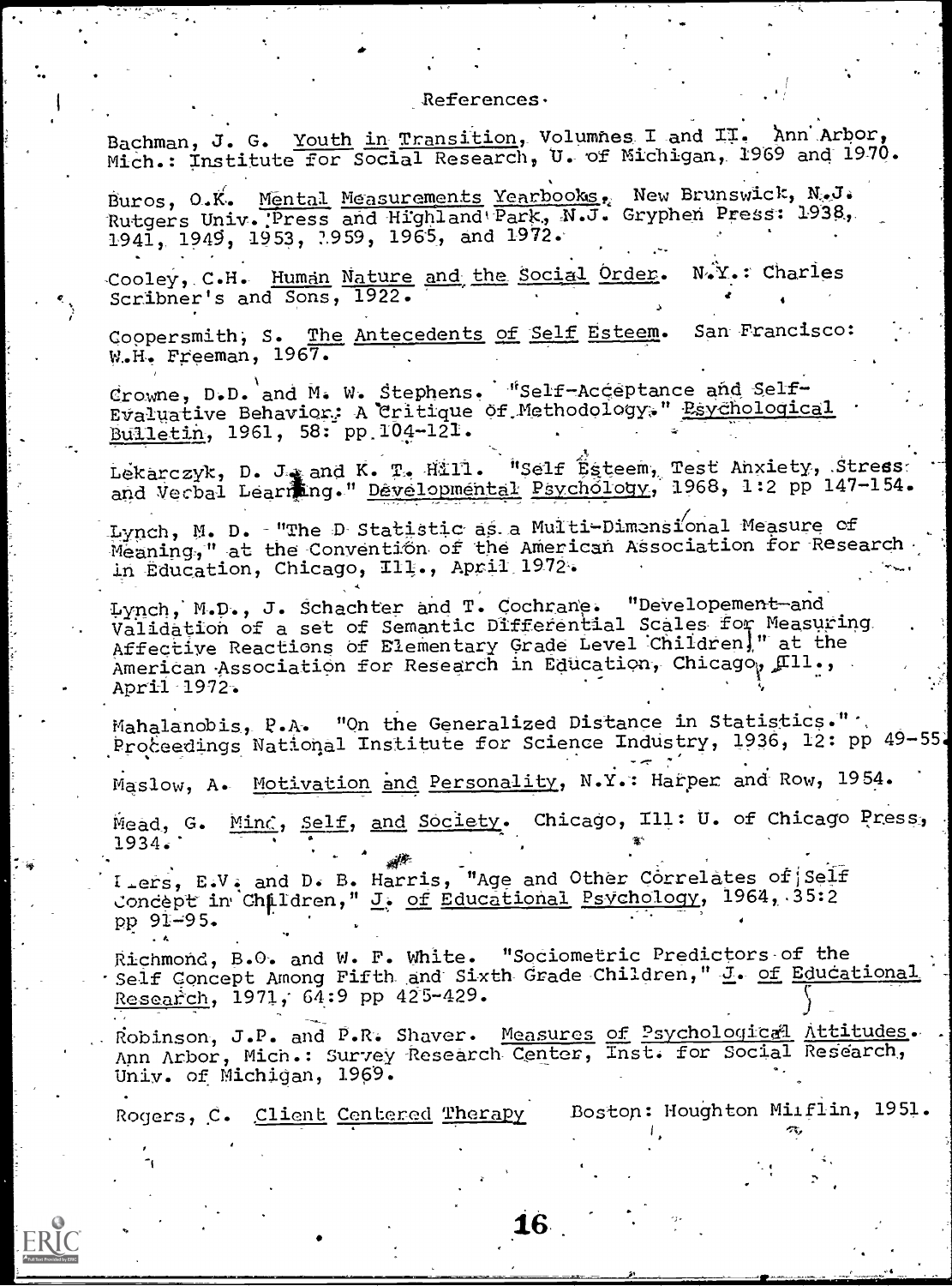## References

Bachman, J. G. Youth in Transition, Volumnes I and II. Ann Arbor, Mich.: Institute for Social Research, U. of Michigan, 1969 and 1970.

Buros, O.K. Mental Measurements Yearbooks. New Brunswick, N.J. Rutgers Univ. Press and Highland Park, N.J. Gryphen Press: 1938, 1941, 1949, 1953, 1959, 1965, and 1972.

Cooley, C.H. Human Nature and the Social Order. N.Y.: Charles Scribner's and Sons, 1922.

Coopersmith, S. The Antecedents of Self Esteem. San Francisco: W.H. Freeman, 1967.

Crowne, D.D. and M. W. Stephens. "Self-Acceptance and Self-Evaluative Behavior: A Critique of Methodology." Psychological Bulletin, 1961, 58: pp 104-121.

Lekarczyk, D. J. and K. T. Hill. "Self Esteem, Test Anxiety, Stress and Verbal Learning." Developmental Psychology, 1968, 1:2 pp 147-154.

Lynch, M. D. "The D Statistic as a Multi-Dimensional Measure of Meaning," at the Convention of the American Association for Research in Education, Chicago, Ill., April 1972.

Lynch, M.D., J. Schachter and T. Cochrane. "Developement and Validation of a set of Semantic Differential Scales for Measuring Affective Reactions of Elementary Grade Level Children," at the American Association for Research in Education, Chicago, Ill., April 1972.

Mahalanobis, P.A. "On the Generalized Distance in Statistics." Proceedings National Institute for Science Industry, 1936, 12: pp 49-55.

Maslow, A. Motivation and Personality, N.Y.: Harper and Row, 1954.

Mead, G. Mind, Self, and Society. Chicago, Ill: U. of Chicago Press, 1934.

Piers, E.V. and D. B. Harris, "Age and Other Correlates of Self Concept in Children," J. of Educational Psychology, 1964, 35:2 pp 91-95.

Richmond, B.O. and W. F. White. "Sociometric Predictors of the Self Concept Among Fifth and Sixth Grade Children," J. of Educational Research, 1971, 64:9 pp 425-429.

Robinson, J.P. and P.R. Shaver. Measures of Psychological Attitudes. Ann Arbor, Mich.: Survey Research Center, Inst. for Social Research, Univ. of Michigan, 1969.

Rogers, C. Client Centered Therapy Boston: Houghton Mifflin, 1951.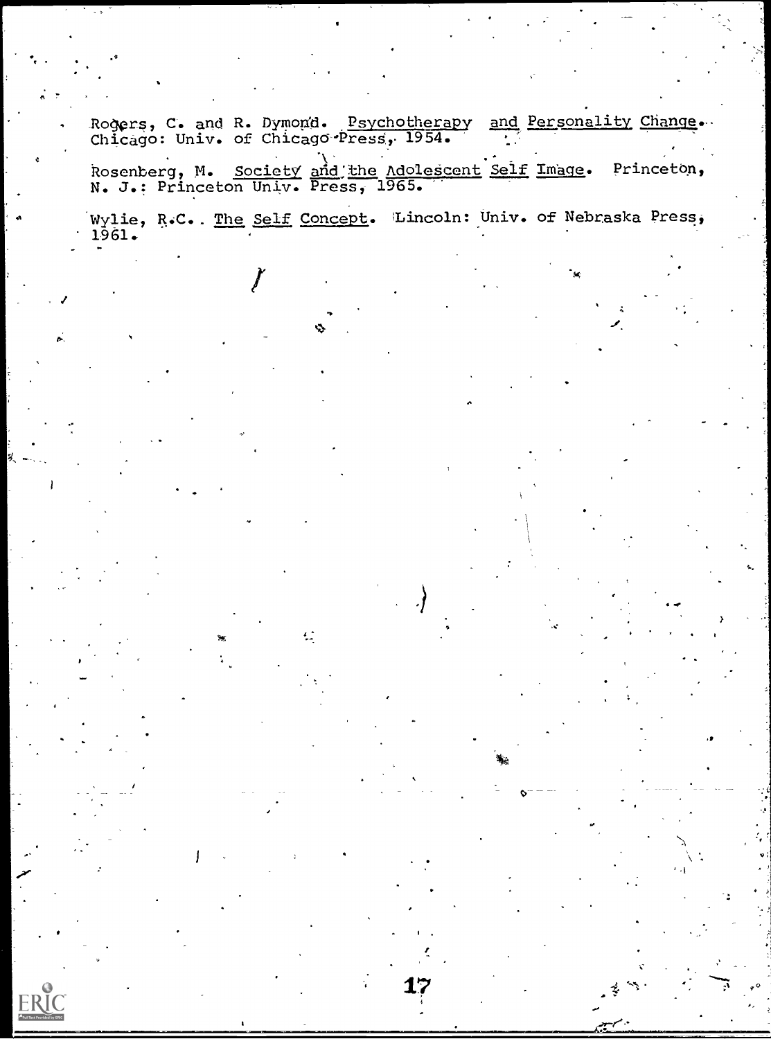Rogers, C. and R. Dymond. Psychotherapy and Personality Change. Chicago: Univ. of Chicago Press, 1954.

Rosenberg, M. Society and the Adolescent Self Image. Princeton, N. J.: Princeton Univ. Press, 1965.

Wylie, R.C. The Self Concept. Lincoln: Univ. of Nebraska Press, 1961.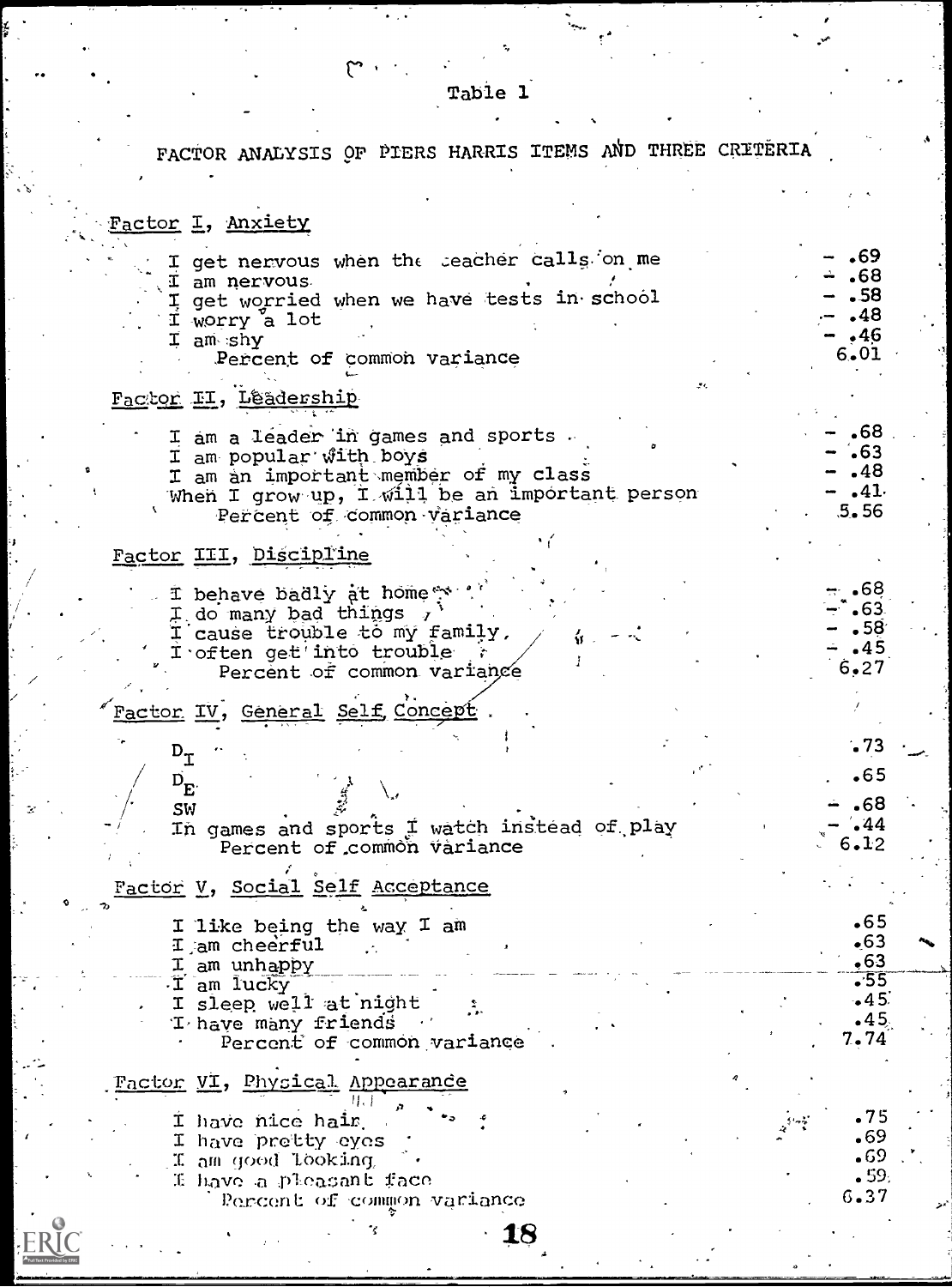Table 1

FACTOR ANALYSIS OF PIERS HARRIS ITEMS AND THREE CRITERIA

| Item | Loading |
|---|---|
| **Factor I, Anxiety** | |
| I get nervous when the teacher calls on me | -.69 |
| I am nervous | -.68 |
| I get worried when we have tests in school | -.58 |
| I worry a lot | -.48 |
| I am shy | -.46 |
| Percent of common variance | 6.01 |
| **Factor II, Leadership** | |
| I am a leader in games and sports | -.68 |
| I am popular with boys | -.63 |
| I am an important member of my class | -.48 |
| When I grow up, I will be an important person | -.41 |
| Percent of common variance | 5.56 |
| **Factor III, Discipline** | |
| I behave badly at home | -.68 |
| I do many bad things | -.63 |
| I cause trouble to my family, | -.58 |
| I often get into trouble | -.45 |
| Percent of common variance | 6.27 |
| **Factor IV, General Self Concept** | |
| $D_I$ | .73 |
| $D_E$ | .65 |
| SW | -.68 |
| In games and sports I watch instead of play | -.44 |
| Percent of common variance | 6.12 |
| **Factor V, Social Self Acceptance** | |
| I like being the way I am | .65 |
| I am cheerful | .63 |
| I am unhappy | .63 |
| I am lucky | .55 |
| I sleep well at night | .45 |
| I have many friends | .45 |
| Percent of common variance | 7.74 |
| **Factor VI, Physical Appearance** | |
| I have nice hair | .75 |
| I have pretty eyes | .69 |
| I am good looking | .69 |
| I have a pleasant face | .59 |
| Percent of common variance | 6.37 |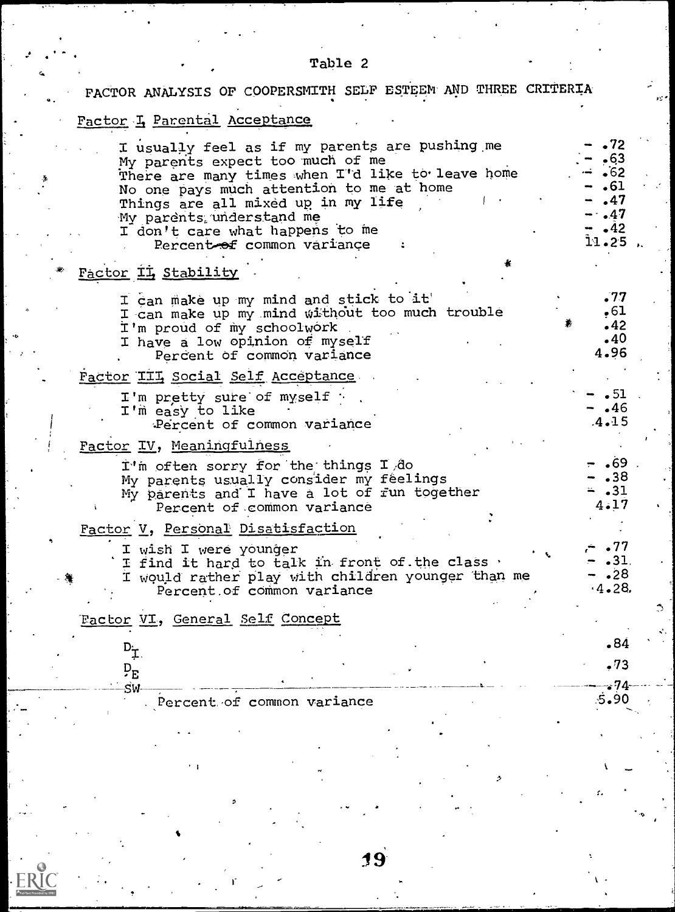Table 2

FACTOR ANALYSIS OF COOPERSMITH SELF ESTEEM AND THREE CRITERIA

| | |
|---|---|
| **Factor I, Parental Acceptance** | |
| I usually feel as if my parents are pushing me | -.72 |
| My parents expect too much of me | -.63 |
| There are many times when I'd like to leave home | -.62 |
| No one pays much attention to me at home | -.61 |
| Things are all mixed up in my life | -.47 |
| My parents understand me | -.47 |
| I don't care what happens to me | -.42 |
| Percent of common variance | 11.25 |
| **Factor II, Stability** | |
| I can make up my mind and stick to it | .77 |
| I can make up my mind without too much trouble | .61 |
| I'm proud of my schoolwork | .42 |
| I have a low opinion of myself | .40 |
| Percent of common variance | 4.96 |
| **Factor III, Social Self Acceptance** | |
| I'm pretty sure of myself | -.51 |
| I'm easy to like | -.46 |
| Percent of common variance | 4.15 |
| **Factor IV, Meaningfulness** | |
| I'm often sorry for the things I do | -.69 |
| My parents usually consider my feelings | -.38 |
| My parents and I have a lot of fun together | -.31 |
| Percent of common variance | 4.17 |
| **Factor V, Personal Dissatisfaction** | |
| I wish I were younger | -.77 |
| I find it hard to talk in front of the class | -.31 |
| I would rather play with children younger than me | -.28 |
| Percent of common variance | 4.28 |
| **Factor VI, General Self Concept** | |
| $D_I$ | .84 |
| $D_E$ | .73 |
| SW | .74 |
| Percent of common variance | 5.90 |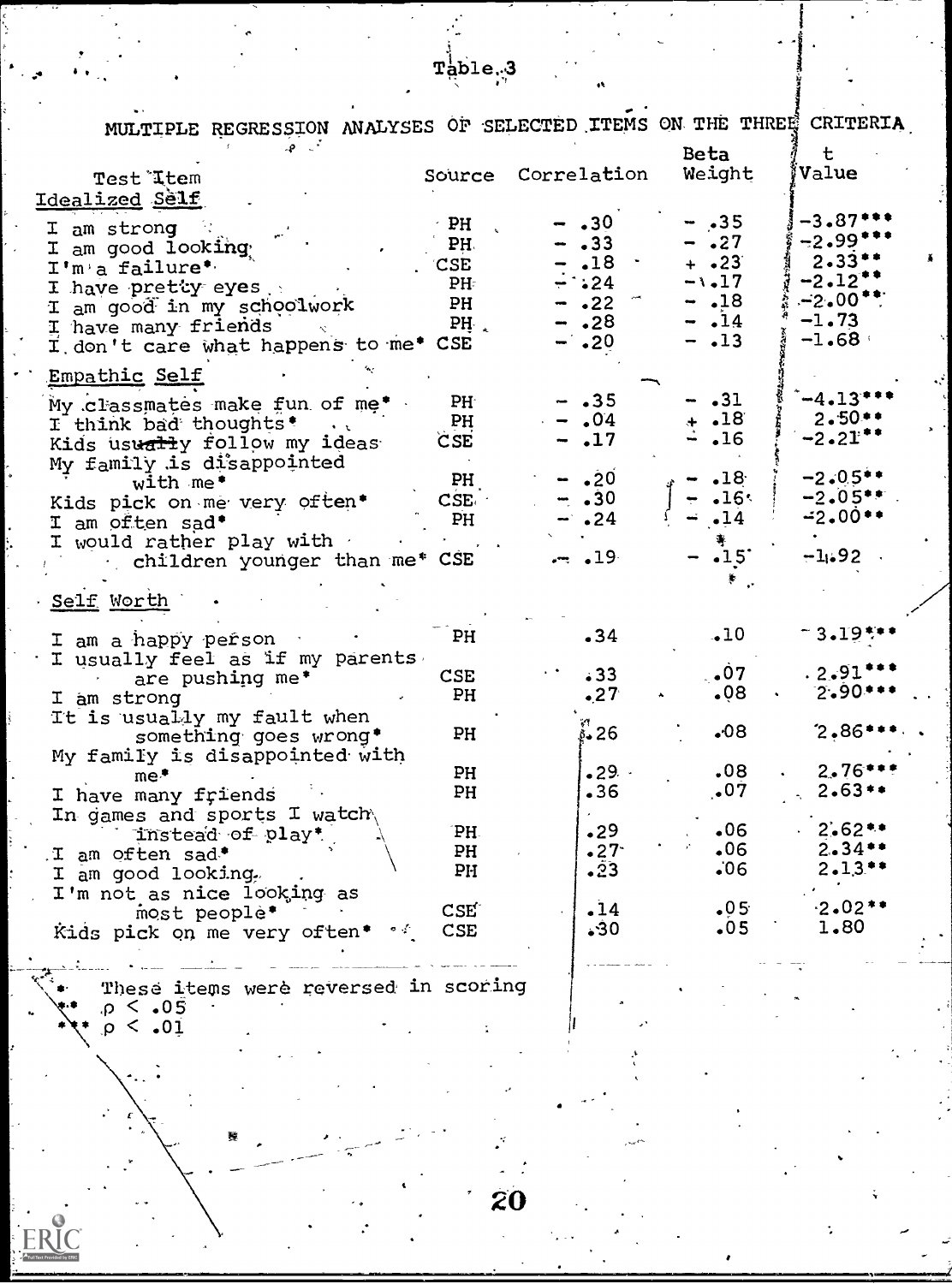Table 3

MULTIPLE REGRESSION ANALYSES OF SELECTED ITEMS ON THE THREE CRITERIA

| Test Item | Source | Correlation | Beta Weight | t Value |
|---|---|---|---|---|
| **Idealized Self** | | | | |
| I am strong | PH | -.30 | -.35 | -3.87*** |
| I am good looking | PH | -.33 | -.27 | -2.99*** |
| I'm a failure* | CSE | -.18 | +.23 | 2.33** |
| I have pretty eyes | PH | -.24 | -.17 | -2.12** |
| I am good in my schoolwork | PH | -.22 | -.18 | -2.00** |
| I have many friends | PH | -.28 | -.14 | -1.73 |
| I don't care what happens to me* | CSE | -.20 | -.13 | -1.68 |
| **Empathic Self** | | | | |
| My classmates make fun of me* | PH | -.35 | -.31 | -4.13*** |
| I think bad thoughts* | PH | -.04 | +.18 | 2.50** |
| Kids usually follow my ideas | CSE | -.17 | -.16 | -2.21** |
| My family is disappointed with me* | PH | -.20 | -.18 | -2.05** |
| Kids pick on me very often* | CSE | -.30 | -.16 | -2.05** |
| I am often sad* | PH | -.24 | -.14 | -2.00** |
| I would rather play with children younger than me* | CSE | -.19 | -.15 | -1.92 |
| **Self Worth** | | | | |
| I am a happy person | PH | .34 | .10 | 3.19*** |
| I usually feel as if my parents are pushing me* | CSE | .33 | .07 | 2.91*** |
| I am strong | PH | .27 | .08 | 2.90*** |
| It is usually my fault when something goes wrong* | PH | .26 | .08 | 2.86*** |
| My family is disappointed with me* | PH | .29 | .08 | 2.76*** |
| I have many friends | PH | .36 | .07 | 2.63** |
| In games and sports I watch instead of play* | PH | .29 | .06 | 2.62** |
| I am often sad* | PH | .27 | .06 | 2.34** |
| I am good looking | PH | .23 | .06 | 2.13** |
| I'm not as nice looking as most people* | CSE | .14 | .05 | 2.02** |
| Kids pick on me very often* | CSE | .30 | .05 | 1.80 |

\* These items were reversed in scoring

\*\* $p < .05$

\*\*\* $p < .01$